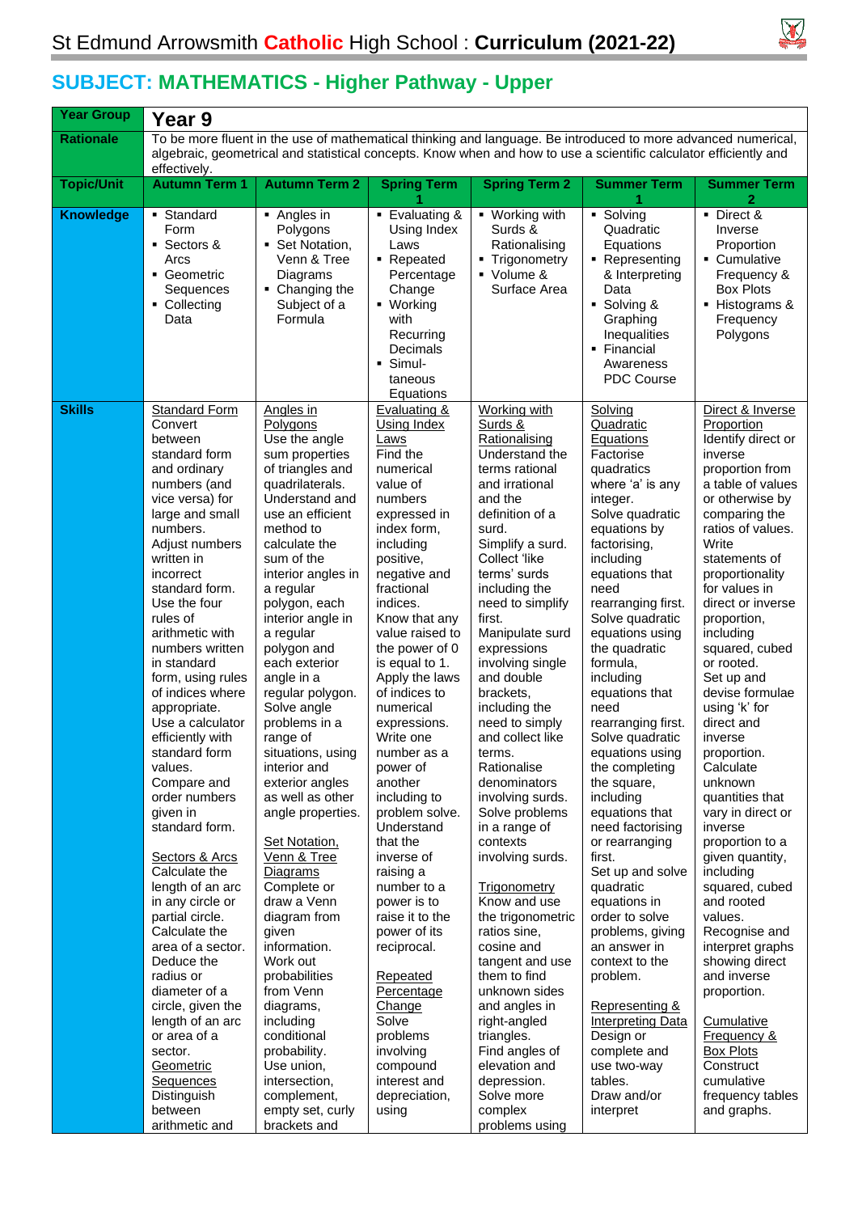# St Edmund Arrowsmith Catholic High School : Curriculum (2021-22)

## SUBJECT: MATHEMATICS - Higher Pathway - Upper

| Year Group | Year 9 | | | | | |
|---|---|---|---|---|---|---|
| Rationale | To be more fluent in the use of mathematical thinking and language. Be introduced to more advanced numerical, algebraic, geometrical and statistical concepts. Know when and how to use a scientific calculator efficiently and effectively. | | | | | |
| Topic/Unit | Autumn Term 1 | Autumn Term 2 | Spring Term 1 | Spring Term 2 | Summer Term 1 | Summer Term 2 |
| Knowledge | ▪ Standard Form<br>▪ Sectors & Arcs<br>▪ Geometric Sequences<br>▪ Collecting Data | ▪ Angles in Polygons<br>▪ Set Notation, Venn & Tree Diagrams<br>▪ Changing the Subject of a Formula | ▪ Evaluating & Using Index Laws<br>▪ Repeated Percentage Change<br>▪ Working with Recurring Decimals<br>▪ Simul-taneous Equations | ▪ Working with Surds & Rationalising<br>▪ Trigonometry<br>▪ Volume & Surface Area | ▪ Solving Quadratic Equations<br>▪ Representing & Interpreting Data<br>▪ Solving & Graphing Inequalities<br>▪ Financial Awareness PDC Course | ▪ Direct & Inverse Proportion<br>▪ Cumulative Frequency & Box Plots<br>▪ Histograms & Frequency Polygons |
| Skills | Standard Form<br>Convert between standard form and ordinary numbers (and vice versa) for large and small numbers.<br>Adjust numbers written in incorrect standard form.<br>Use the four rules of arithmetic with numbers written in standard form, using rules of indices where appropriate.<br>Use a calculator efficiently with standard form values.<br>Compare and order numbers given in standard form.<br><br>Sectors & Arcs<br>Calculate the length of an arc in any circle or partial circle.<br>Calculate the area of a sector.<br>Deduce the radius or diameter of a circle, given the length of an arc or area of a sector.<br>Geometric Sequences<br>Distinguish between arithmetic and | Angles in Polygons<br>Use the angle sum properties of triangles and quadrilaterals.<br>Understand and use an efficient method to calculate the sum of the interior angles in a regular polygon, each interior angle in a regular polygon and each exterior angle in a regular polygon.<br>Solve angle problems in a range of situations, using interior and exterior angles as well as other angle properties.<br><br>Set Notation, Venn & Tree Diagrams<br>Complete or draw a Venn diagram from given information.<br>Work out probabilities from Venn diagrams, including conditional probability.<br>Use union, intersection, complement, empty set, curly brackets and | Evaluating & Using Index Laws<br>Find the numerical value of numbers expressed in index form, including positive, negative and fractional indices.<br>Know that any value raised to the power of 0 is equal to 1.<br>Apply the laws of indices to numerical expressions.<br>Write one number as a power of another including to problem solve.<br>Understand that the inverse of raising a number to a power is to raise it to the power of its reciprocal.<br><br>Repeated Percentage Change<br>Solve problems involving compound interest and depreciation, using | Working with Surds & Rationalising<br>Understand the terms rational and irrational and the definition of a surd.<br>Simplify a surd.<br>Collect 'like terms' surds including the need to simplify first.<br>Manipulate surd expressions involving single and double brackets, including the need to simply and collect like terms.<br>Rationalise denominators involving surds.<br>Solve problems in a range of contexts involving surds.<br><br>Trigonometry<br>Know and use the trigonometric ratios sine, cosine and tangent and use them to find unknown sides and angles in right-angled triangles.<br>Find angles of elevation and depression.<br>Solve more complex problems using | Solving Quadratic Equations<br>Factorise quadratics where 'a' is any integer.<br>Solve quadratic equations by factorising, including equations that need rearranging first.<br>Solve quadratic equations using the quadratic formula, including equations that need rearranging first.<br>Solve quadratic equations using the completing the square, including equations that need factorising or rearranging first.<br>Set up and solve quadratic equations in order to solve problems, giving an answer in context to the problem.<br><br>Representing & Interpreting Data<br>Design or complete and use two-way tables.<br>Draw and/or interpret | Direct & Inverse Proportion<br>Identify direct or inverse proportion from a table of values or otherwise by comparing the ratios of values.<br>Write statements of proportionality for values in direct or inverse proportion, including squared, cubed or rooted.<br>Set up and devise formulae using 'k' for direct and inverse proportion.<br>Calculate unknown quantities that vary in direct or inverse proportion to a given quantity, including squared, cubed and rooted values.<br>Recognise and interpret graphs showing direct and inverse proportion.<br><br>Cumulative Frequency & Box Plots<br>Construct cumulative frequency tables and graphs. |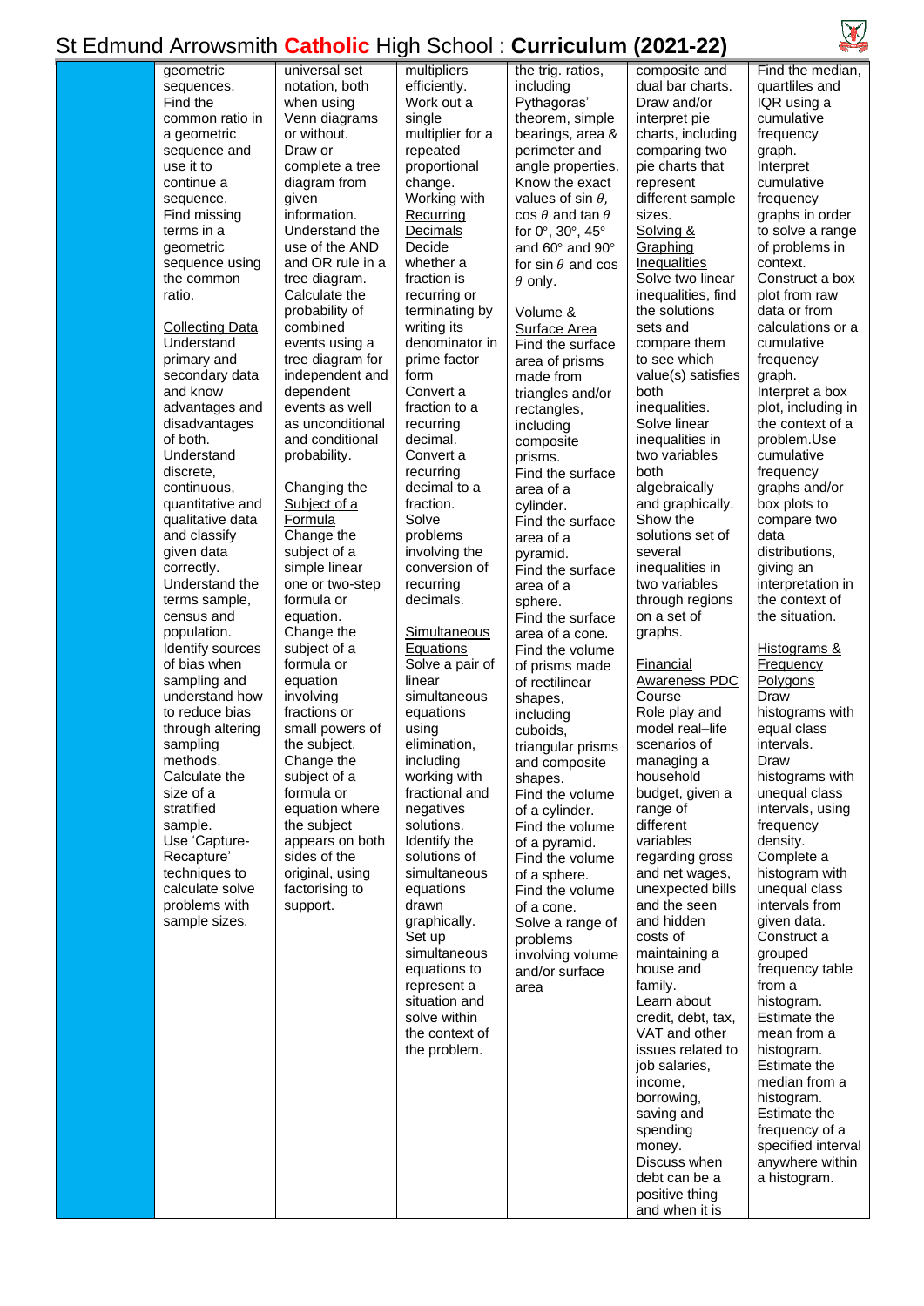# St Edmund Arrowsmith **Catholic** High School : **Curriculum (2021-22)**

| | | | | | | |
|---|---|---|---|---|---|---|
| | geometric sequences. Find the common ratio in a geometric sequence and use it to continue a sequence. Find missing terms in a geometric sequence using the common ratio.<br><br>Collecting Data<br>Understand primary and secondary data and know advantages and disadvantages of both. Understand discrete, continuous, quantitative and qualitative data and classify given data correctly. Understand the terms sample, census and population. Identify sources of bias when sampling and understand how to reduce bias through altering sampling methods. Calculate the size of a stratified sample. Use 'Capture-Recapture' techniques to calculate solve problems with sample sizes. | universal set notation, both when using Venn diagrams or without. Draw or complete a tree diagram from given information. Understand the use of the AND and OR rule in a tree diagram. Calculate the probability of combined events using a tree diagram for independent and dependent events as well as unconditional and conditional probability.<br><br>Changing the Subject of a Formula<br>Change the subject of a simple linear one or two-step formula or equation. Change the subject of a formula or equation involving fractions or small powers of the subject. Change the subject of a formula or equation where the subject appears on both sides of the original, using factorising to support. | multipliers efficiently. Work out a single multiplier for a repeated proportional change.<br><br>Working with Recurring Decimals<br>Decide whether a fraction is recurring or terminating by writing its denominator in prime factor form. Convert a fraction to a recurring decimal. Convert a recurring decimal to a fraction. Solve problems involving the conversion of recurring decimals.<br><br>Simultaneous Equations<br>Solve a pair of linear simultaneous equations using elimination, including working with fractional and negatives solutions. Identify the solutions of simultaneous equations drawn graphically. Set up simultaneous equations to represent a situation and solve within the context of the problem. | the trig. ratios, including Pythagoras' theorem, simple bearings, area & perimeter and angle properties. Know the exact values of sin $\theta$, cos $\theta$ and tan $\theta$ for 0°, 30°, 45° and 60° and 90° for sin $\theta$ and cos $\theta$ only.<br><br>Volume & Surface Area<br>Find the surface area of prisms made from triangles and/or rectangles, including composite prisms. Find the surface area of a cylinder. Find the surface area of a pyramid. Find the surface area of a sphere. Find the surface area of a cone. Find the volume of prisms made of rectilinear shapes, including cuboids, triangular prisms and composite shapes. Find the volume of a cylinder. Find the volume of a pyramid. Find the volume of a sphere. Find the volume of a cone. Solve a range of problems involving volume and/or surface area | composite and dual bar charts. Draw and/or interpret pie charts, including comparing two pie charts that represent different sample sizes.<br><br>Solving & Graphing Inequalities<br>Solve two linear inequalities, find the solutions sets and compare them to see which value(s) satisfies both inequalities. Solve linear inequalities in two variables both algebraically and graphically. Show the solutions set of several inequalities in two variables through regions on a set of graphs.<br><br>Financial Awareness PDC Course<br>Role play and model real–life scenarios of managing a household budget, given a range of different variables regarding gross and net wages, unexpected bills and the seen and hidden costs of maintaining a house and family. Learn about credit, debt, tax, VAT and other issues related to job salaries, income, borrowing, saving and spending money. Discuss when debt can be a positive thing and when it is | Find the median, quartiles and IQR using a cumulative frequency graph. Interpret cumulative frequency graphs in order to solve a range of problems in context. Construct a box plot from raw data or from calculations or a cumulative frequency graph. Interpret a box plot, including in the context of a problem.Use cumulative frequency graphs and/or box plots to compare two data distributions, giving an interpretation in the context of the situation.<br><br>Histograms & Frequency Polygons<br>Draw histograms with equal class intervals. Draw histograms with unequal class intervals, using frequency density. Complete a histogram with unequal class intervals from given data. Construct a grouped frequency table from a histogram. Estimate the mean from a histogram. Estimate the median from a histogram. Estimate the frequency of a specified interval anywhere within a histogram. |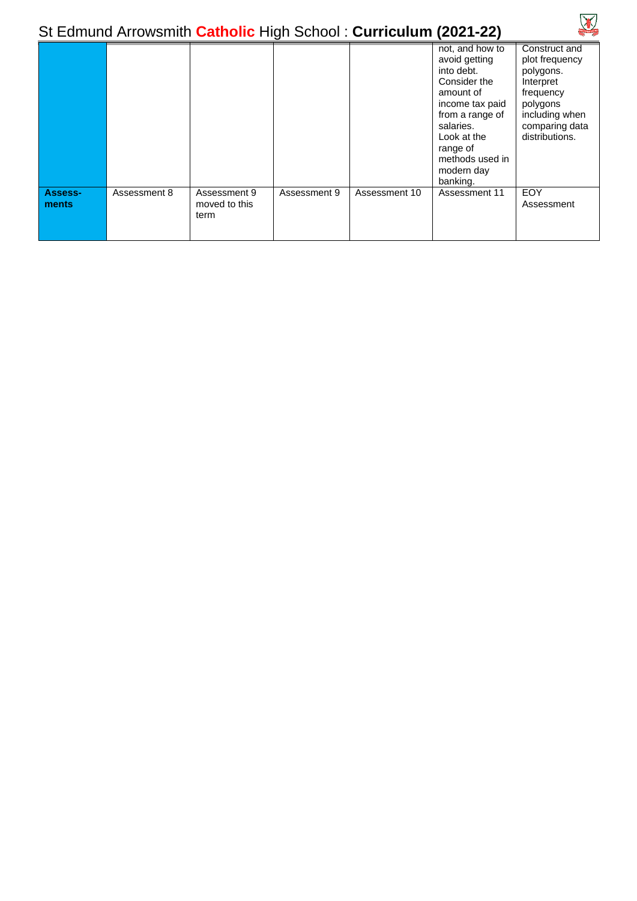| | | | | | | |
|---|---|---|---|---|---|---|
| | | | | | not, and how to avoid getting into debt. Consider the amount of income tax paid from a range of salaries. Look at the range of methods used in modern day banking. | Construct and plot frequency polygons. Interpret frequency polygons including when comparing data distributions. |
| **Assess-ments** | Assessment 8 | Assessment 9 moved to this term | Assessment 9 | Assessment 10 | Assessment 11 | EOY Assessment |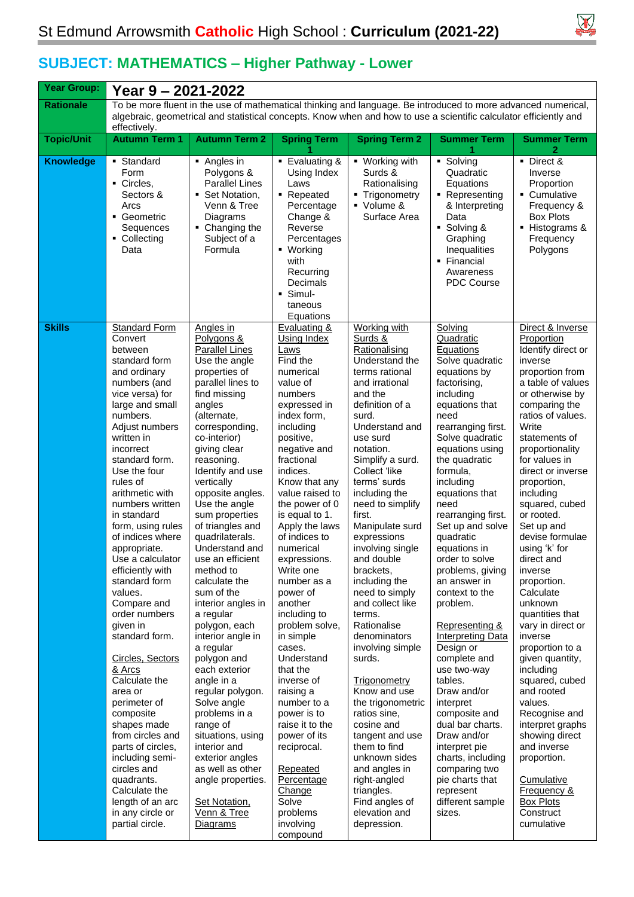# St Edmund Arrowsmith Catholic High School : Curriculum (2021-22)

## SUBJECT: MATHEMATICS – Higher Pathway - Lower

| Year Group: | Year 9 – 2021-2022 | | | | | |
|---|---|---|---|---|---|---|
| Rationale | To be more fluent in the use of mathematical thinking and language. Be introduced to more advanced numerical, algebraic, geometrical and statistical concepts. Know when and how to use a scientific calculator efficiently and effectively. | | | | | |
| Topic/Unit | Autumn Term 1 | Autumn Term 2 | Spring Term 1 | Spring Term 2 | Summer Term 1 | Summer Term 2 |
| Knowledge | ▪ Standard Form<br>▪ Circles, Sectors & Arcs<br>▪ Geometric Sequences<br>▪ Collecting Data | ▪ Angles in Polygons & Parallel Lines<br>▪ Set Notation, Venn & Tree Diagrams<br>▪ Changing the Subject of a Formula | ▪ Evaluating & Using Index Laws<br>▪ Repeated Percentage Change & Reverse Percentages<br>▪ Working with Recurring Decimals<br>▪ Simul-taneous Equations | ▪ Working with Surds & Rationalising<br>▪ Trigonometry<br>▪ Volume & Surface Area | ▪ Solving Quadratic Equations<br>▪ Representing & Interpreting Data<br>▪ Solving & Graphing Inequalities<br>▪ Financial Awareness PDC Course | ▪ Direct & Inverse Proportion<br>▪ Cumulative Frequency & Box Plots<br>▪ Histograms & Frequency Polygons |
| Skills | <u>Standard Form</u><br>Convert between standard form and ordinary numbers (and vice versa) for large and small numbers.<br>Adjust numbers written in incorrect standard form.<br>Use the four rules of arithmetic with numbers written in standard form, using rules of indices where appropriate.<br>Use a calculator efficiently with standard form values.<br>Compare and order numbers given in standard form.<br><br><u>Circles, Sectors & Arcs</u><br>Calculate the area or perimeter of composite shapes made from circles and parts of circles, including semi-circles and quadrants.<br>Calculate the length of an arc in any circle or partial circle. | <u>Angles in Polygons & Parallel Lines</u><br>Use the angle properties of parallel lines to find missing angles (alternate, corresponding, co-interior) giving clear reasoning.<br>Identify and use vertically opposite angles.<br>Use the angle sum properties of triangles and quadrilaterals.<br>Understand and use an efficient method to calculate the sum of the interior angles in a regular polygon, each interior angle in a regular polygon and each exterior angle in a regular polygon.<br>Solve angle problems in a range of situations, using interior and exterior angles as well as other angle properties.<br><br><u>Set Notation, Venn & Tree Diagrams</u> | <u>Evaluating & Using Index Laws</u><br>Find the numerical value of numbers expressed in index form, including positive, negative and fractional indices.<br>Know that any value raised to the power of 0 is equal to 1.<br>Apply the laws of indices to numerical expressions.<br>Write one number as a power of another including to problem solve, in simple cases.<br>Understand that the inverse of raising a number to a power is to raise it to the power of its reciprocal.<br><br><u>Repeated Percentage Change</u><br>Solve problems involving compound | <u>Working with Surds & Rationalising</u><br>Understand the terms rational and irrational and the definition of a surd.<br>Understand and use surd notation.<br>Simplify a surd.<br>Collect 'like terms' surds including the need to simplify first.<br>Manipulate surd expressions involving single and double brackets, including the need to simplify and collect like terms.<br>Rationalise denominators involving simple surds.<br><br><u>Trigonometry</u><br>Know and use the trigonometric ratios sine, cosine and tangent and use them to find unknown sides and angles in right-angled triangles.<br>Find angles of elevation and depression. | <u>Solving Quadratic Equations</u><br>Solve quadratic equations by factorising, including equations that need rearranging first.<br>Solve quadratic equations using the quadratic formula, including equations that need rearranging first.<br>Set up and solve quadratic equations in order to solve problems, giving an answer in context to the problem.<br><br><u>Representing & Interpreting Data</u><br>Design or complete and use two-way tables.<br>Draw and/or interpret composite and dual bar charts.<br>Draw and/or interpret pie charts, including comparing two pie charts that represent different sample sizes. | <u>Direct & Inverse Proportion</u><br>Identify direct or inverse proportion from a table of values or otherwise by comparing the ratios of values.<br>Write statements of proportionality for values in direct or inverse proportion, including squared, cubed or rooted.<br>Set up and devise formulae using 'k' for direct and inverse proportion.<br>Calculate unknown quantities that vary in direct or inverse proportion to a given quantity, including squared, cubed and rooted values.<br>Recognise and interpret graphs showing direct and inverse proportion.<br><br><u>Cumulative Frequency & Box Plots</u><br>Construct cumulative |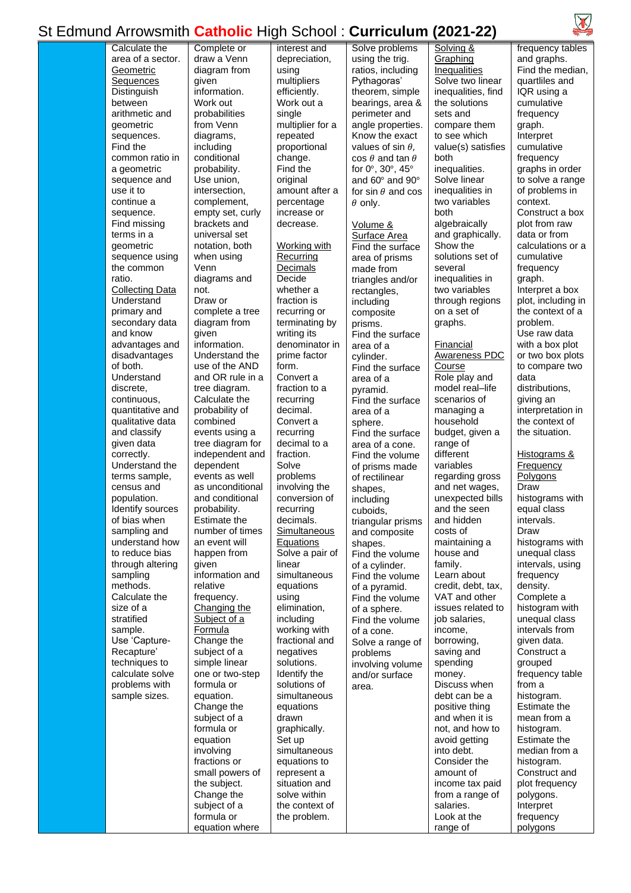# St Edmund Arrowsmith Catholic High School : Curriculum (2021-22)

| | | | | | | |
|---|---|---|---|---|---|---|
| | Calculate the area of a sector. <br> <u>Geometric Sequences</u> <br> Distinguish between arithmetic and geometric sequences. <br> Find the common ratio in a geometric sequence and use it to continue a sequence. <br> Find missing terms in a geometric sequence using the common ratio. <br> <u>Collecting Data</u> <br> Understand primary and secondary data and know advantages and disadvantages of both. <br> Understand discrete, continuous, quantitative and qualitative data and classify given data correctly. <br> Understand the terms sample, census and population. <br> Identify sources of bias when sampling and understand how to reduce bias through altering sampling methods. <br> Calculate the size of a stratified sample. <br> Use 'Capture-Recapture' techniques to calculate solve problems with sample sizes. | Complete or draw a Venn diagram from given information. <br> Work out probabilities from Venn diagrams, including conditional probability. <br> Use union, intersection, complement, empty set, curly brackets and universal set notation, both when using Venn diagrams and not. <br> Draw or complete a tree diagram from given information. <br> Understand the use of the AND and OR rule in a tree diagram. <br> Calculate the probability of combined events using a tree diagram for independent and dependent events as well as unconditional and conditional probability. <br> Estimate the number of times an event will happen from given information and relative frequency. <br> <u>Changing the Subject of a Formula</u> <br> Change the subject of a simple linear one or two-step formula or equation. <br> Change the subject of a formula or equation involving fractions or small powers of the subject. <br> Change the subject of a formula or equation where | interest and depreciation, using multipliers efficiently. <br> Work out a single multiplier for a repeated proportional change. <br> Find the original amount after a percentage increase or decrease. <br> <u>Working with Recurring Decimals</u> <br> Decide whether a fraction is recurring or terminating by writing its denominator in prime factor form. <br> Convert a fraction to a recurring decimal. <br> Convert a recurring decimal to a fraction. <br> Solve problems involving the conversion of recurring decimals. <br> <u>Simultaneous Equations</u> <br> Solve a pair of linear simultaneous equations using elimination, including working with fractional and negatives solutions. <br> Identify the solutions of simultaneous equations drawn graphically. <br> Set up simultaneous equations to represent a situation and solve within the context of the problem. | Solve problems using the trig. ratios, including Pythagoras' theorem, simple bearings, area & perimeter and angle properties. <br> Know the exact values of sin $\theta$, cos $\theta$ and tan $\theta$ for 0°, 30°, 45° and 60° and 90° for sin $\theta$ and cos $\theta$ only. <br> <u>Volume & Surface Area</u> <br> Find the surface area of prisms made from triangles and/or rectangles, including composite prisms. <br> Find the surface area of a cylinder. <br> Find the surface area of a pyramid. <br> Find the surface area of a sphere. <br> Find the surface area of a cone. <br> Find the volume of prisms made of rectilinear shapes, including cuboids, triangular prisms and composite shapes. <br> Find the volume of a cylinder. <br> Find the volume of a pyramid. <br> Find the volume of a sphere. <br> Find the volume of a cone. <br> Solve a range of problems involving volume and/or surface area. | <u>Solving & Graphing Inequalities</u> <br> Solve two linear inequalities, find the solutions sets and compare them to see which value(s) satisfies both inequalities. <br> Solve linear inequalities in two variables both algebraically and graphically. <br> Show the solutions set of several inequalities in two variables through regions on a set of graphs. <br> <u>Financial Awareness PDC Course</u> <br> Role play and model real–life scenarios of managing a household budget, given a range of different variables regarding gross and net wages, unexpected bills and the seen and hidden costs of maintaining a house and family. <br> Learn about credit, debt, tax, VAT and other issues related to job salaries, income, borrowing, saving and spending money. <br> Discuss when debt can be a positive thing and when it is not, and how to avoid getting into debt. <br> Consider the amount of income tax paid from a range of salaries. <br> Look at the range of | frequency tables and graphs. <br> Find the median, quartiles and IQR using a cumulative frequency graph. <br> Interpret cumulative frequency graphs in order to solve a range of problems in context. <br> Construct a box plot from raw data or from calculations or a cumulative frequency graph. <br> Interpret a box plot, including in the context of a problem. <br> Use raw data with a box plot or two box plots to compare two data distributions, giving an interpretation in the context of the situation. <br> <u>Histograms & Frequency Polygons</u> <br> Draw histograms with equal class intervals. <br> Draw histograms with unequal class intervals, using frequency density. <br> Complete a histogram with unequal class intervals from given data. <br> Construct a grouped frequency table from a histogram. <br> Estimate the mean from a histogram. <br> Estimate the median from a histogram. <br> Construct and plot frequency polygons. <br> Interpret frequency polygons |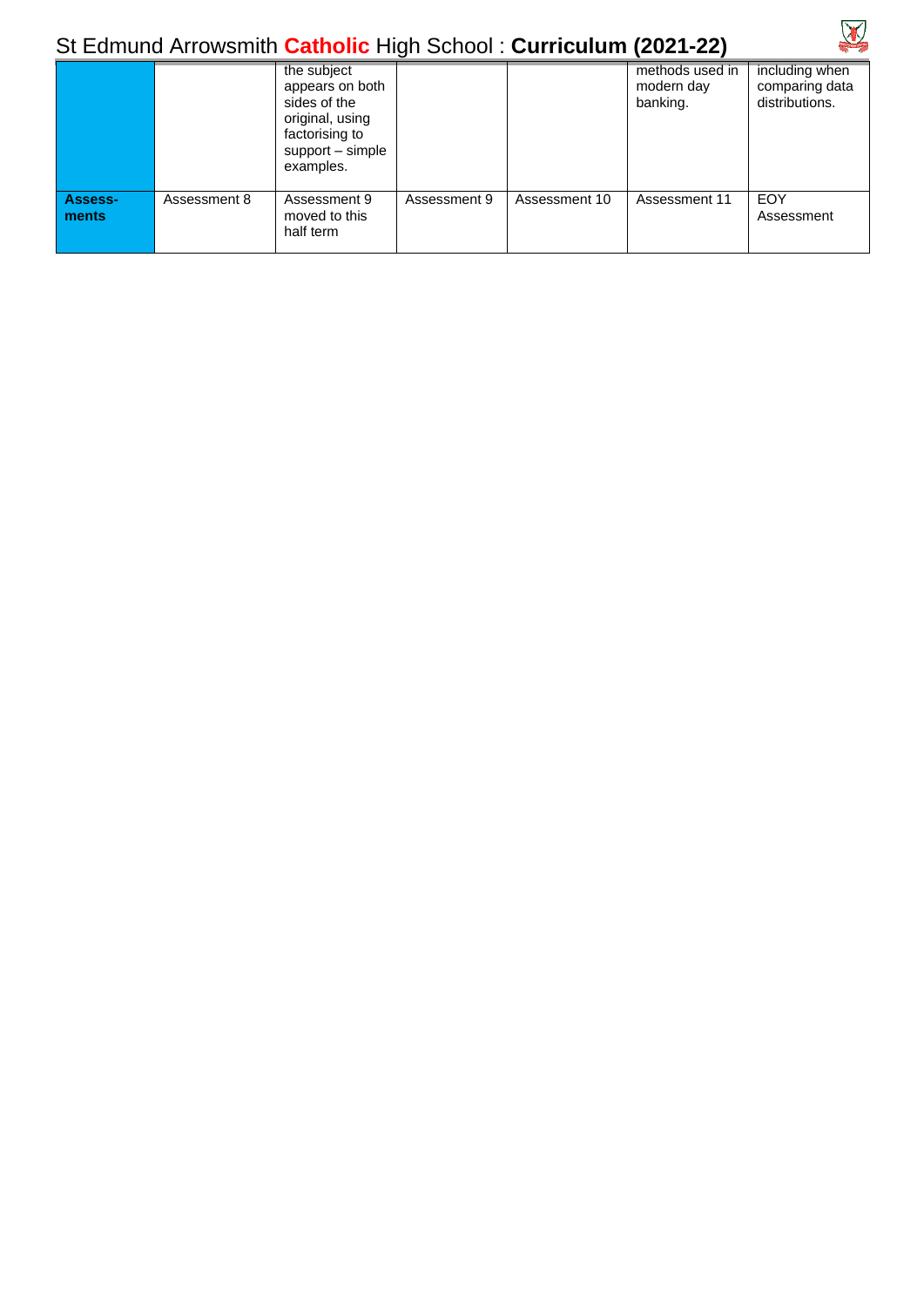| | | | | | | |
|---|---|---|---|---|---|---|
| | | the subject appears on both sides of the original, using factorising to support – simple examples. | | | methods used in modern day banking. | including when comparing data distributions. |
| **Assess-ments** | Assessment 8 | Assessment 9 moved to this half term | Assessment 9 | Assessment 10 | Assessment 11 | EOY Assessment |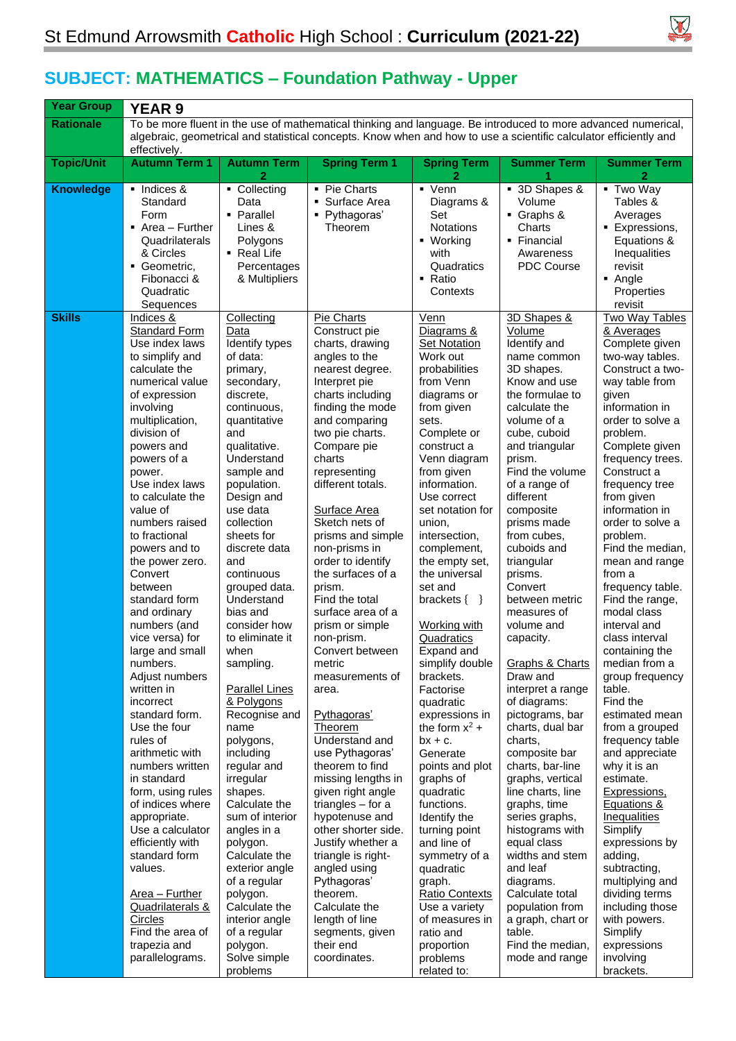# St Edmund Arrowsmith Catholic High School : Curriculum (2021-22)

## SUBJECT: MATHEMATICS – Foundation Pathway - Upper

| Year Group | YEAR 9 | | | | | |
|---|---|---|---|---|---|---|
| Rationale | To be more fluent in the use of mathematical thinking and language. Be introduced to more advanced numerical, algebraic, geometrical and statistical concepts. Know when and how to use a scientific calculator efficiently and effectively. | | | | | |
| Topic/Unit | Autumn Term 1 | Autumn Term 2 | Spring Term 1 | Spring Term 2 | Summer Term 1 | Summer Term 2 |
| Knowledge | ▪ Indices & Standard Form<br>▪ Area – Further Quadrilaterals & Circles<br>▪ Geometric, Fibonacci & Quadratic Sequences | ▪ Collecting Data<br>▪ Parallel Lines & Polygons<br>▪ Real Life Percentages & Multipliers | ▪ Pie Charts<br>▪ Surface Area<br>▪ Pythagoras' Theorem | ▪ Venn Diagrams & Set Notations<br>▪ Working with Quadratics<br>▪ Ratio Contexts | ▪ 3D Shapes & Volume<br>▪ Graphs & Charts<br>▪ Financial Awareness PDC Course | ▪ Two Way Tables & Averages<br>▪ Expressions, Equations & Inequalities revisit<br>▪ Angle Properties revisit |
| Skills | <u>Indices & Standard Form</u><br>Use index laws to simplify and calculate the numerical value of expression involving multiplication, division of powers and powers of a power.<br>Use index laws to calculate the value of numbers raised to fractional powers and to the power zero.<br>Convert between standard form and ordinary numbers (and vice versa) for large and small numbers.<br>Adjust numbers written in incorrect standard form.<br>Use the four rules of arithmetic with numbers written in standard form, using rules of indices where appropriate.<br>Use a calculator efficiently with standard form values.<br><br><u>Area – Further Quadrilaterals & Circles</u><br>Find the area of trapezia and parallelograms. | <u>Collecting Data</u><br>Identify types of data: primary, secondary, discrete, continuous, quantitative and qualitative.<br>Understand sample and population.<br>Design and use data collection sheets for discrete data and continuous grouped data.<br>Understand bias and consider how to eliminate it when sampling.<br><br><u>Parallel Lines & Polygons</u><br>Recognise and name polygons, including regular and irregular shapes.<br>Calculate the sum of interior angles in a polygon.<br>Calculate the exterior angle of a regular polygon.<br>Calculate the interior angle of a regular polygon.<br>Solve simple problems | <u>Pie Charts</u><br>Construct pie charts, drawing angles to the nearest degree.<br>Interpret pie charts including finding the mode and comparing two pie charts.<br>Compare pie charts representing different totals.<br><br><u>Surface Area</u><br>Sketch nets of prisms and simple non-prisms in order to identify the surfaces of a prism.<br>Find the total surface area of a prism or simple non-prism.<br>Convert between metric measurements of area.<br><br><u>Pythagoras' Theorem</u><br>Understand and use Pythagoras' theorem to find missing lengths in given right angle triangles – for a hypotenuse and other shorter side.<br>Justify whether a triangle is right-angled using Pythagoras' theorem.<br>Calculate the length of line segments, given their end coordinates. | <u>Venn Diagrams & Set Notation</u><br>Work out probabilities from Venn diagrams or from given sets.<br>Complete or construct a Venn diagram from given information.<br>Use correct set notation for union, intersection, complement, the empty set, the universal set and brackets { }<br><br><u>Working with Quadratics</u><br>Expand and simplify double brackets.<br>Factorise quadratic expressions in the form $x^2 + bx + c$.<br>Generate points and plot graphs of quadratic functions.<br>Identify the turning point and line of symmetry of a quadratic graph.<br><u>Ratio Contexts</u><br>Use a variety of measures in ratio and proportion problems related to: | <u>3D Shapes & Volume</u><br>Identify and name common 3D shapes.<br>Know and use the formulae to calculate the volume of a cube, cuboid and triangular prism.<br>Find the volume of a range of different composite prisms made from cubes, cuboids and triangular prisms.<br>Convert between metric measures of volume and capacity.<br><br><u>Graphs & Charts</u><br>Draw and interpret a range of diagrams: pictograms, bar charts, dual bar charts, composite bar charts, bar-line graphs, vertical line charts, line graphs, time series graphs, histograms with equal class widths and stem and leaf diagrams.<br>Calculate total population from a graph, chart or table.<br>Find the median, mode and range | <u>Two Way Tables & Averages</u><br>Complete given two-way tables.<br>Construct a two-way table from given information in order to solve a problem.<br>Complete given frequency trees.<br>Construct a frequency tree from given information in order to solve a problem.<br>Find the median, mean and range from a frequency table.<br>Find the range, modal class interval and class interval containing the median from a group frequency table.<br>Find the estimated mean from a grouped frequency table and appreciate why it is an estimate.<br><u>Expressions, Equations & Inequalities</u><br>Simplify expressions by adding, subtracting, multiplying and dividing terms including those with powers.<br>Simplify expressions involving brackets. |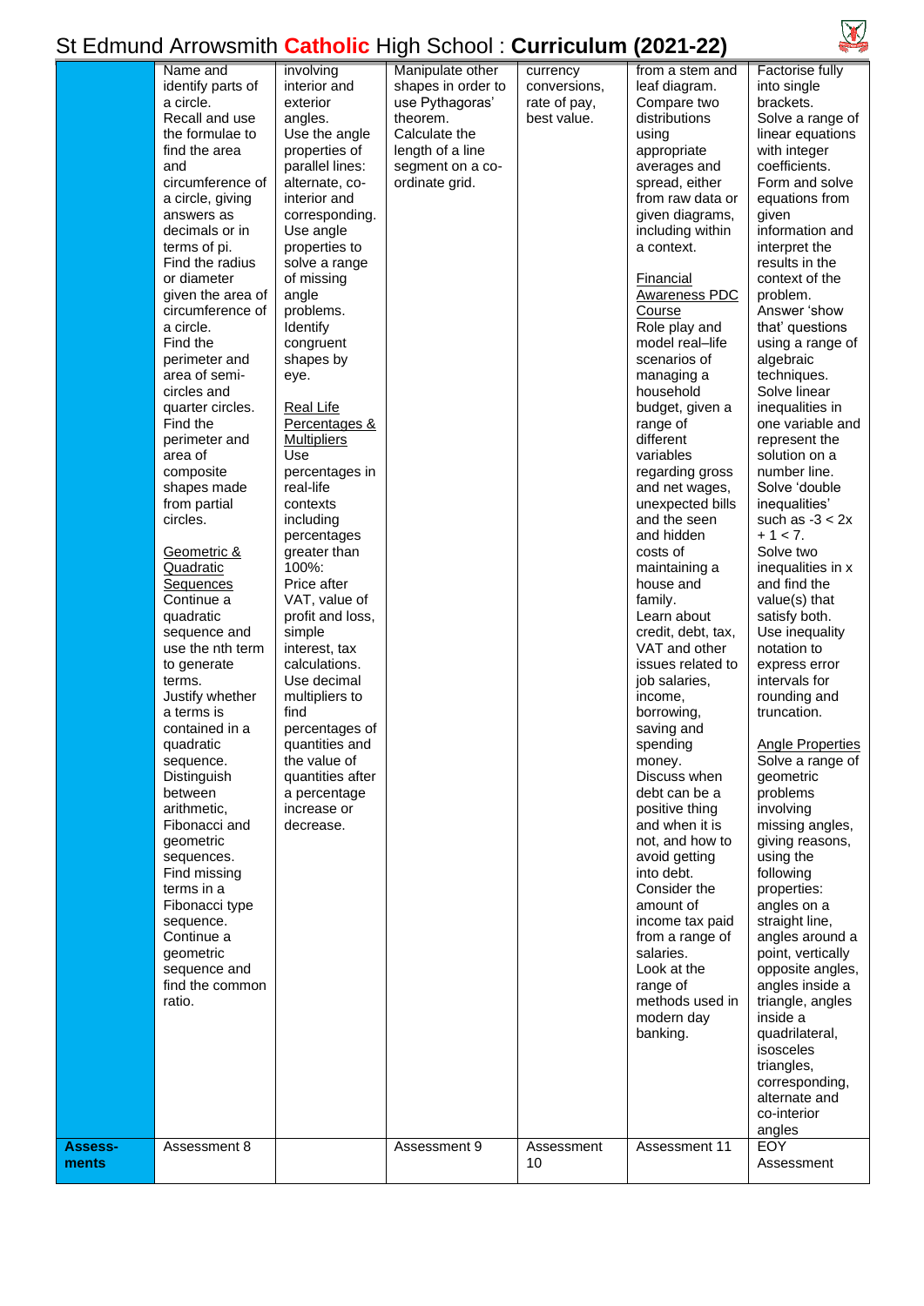# St Edmund Arrowsmith **Catholic** High School : **Curriculum (2021-22)**

| | | | | | | |
|---|---|---|---|---|---|---|
| | Name and identify parts of a circle. Recall and use the formulae to find the area and circumference of a circle, giving answers as decimals or in terms of pi. Find the radius or diameter given the area of circumference of a circle. Find the perimeter and area of semi-circles and quarter circles. Find the perimeter and area of composite shapes made from partial circles.<br><br>Geometric & Quadratic Sequences<br>Continue a quadratic sequence and use the nth term to generate terms. Justify whether a terms is contained in a quadratic sequence. Distinguish between arithmetic, Fibonacci and geometric sequences. Find missing terms in a Fibonacci type sequence. Continue a geometric sequence and find the common ratio. | involving interior and exterior angles. Use the angle properties of parallel lines: alternate, co-interior and corresponding. Use angle properties to solve a range of missing angle problems. Identify congruent shapes by eye.<br><br>Real Life Percentages & Multipliers<br>Use percentages in real-life contexts including percentages greater than 100%: Price after VAT, value of profit and loss, simple interest, tax calculations. Use decimal multipliers to find percentages of quantities and the value of quantities after a percentage increase or decrease. | Manipulate other shapes in order to use Pythagoras' theorem. Calculate the length of a line segment on a co-ordinate grid. | currency conversions, rate of pay, best value. | from a stem and leaf diagram. Compare two distributions using appropriate averages and spread, either from raw data or given diagrams, including within a context.<br><br>Financial Awareness PDC Course<br>Role play and model real–life scenarios of managing a household budget, given a range of different variables regarding gross and net wages, unexpected bills and the seen and hidden costs of maintaining a house and family. Learn about credit, debt, tax, VAT and other issues related to job salaries, income, borrowing, saving and spending money. Discuss when debt can be a positive thing and when it is not, and how to avoid getting into debt. Consider the amount of income tax paid from a range of salaries. Look at the range of methods used in modern day banking. | Factorise fully into single brackets. Solve a range of linear equations with integer coefficients. Form and solve equations from given information and interpret the results in the context of the problem. Answer 'show that' questions using a range of algebraic techniques. Solve linear inequalities in one variable and represent the solution on a number line. Solve 'double inequalities' such as $-3 < 2x + 1 < 7$. Solve two inequalities in x and find the value(s) that satisfy both. Use inequality notation to express error intervals for rounding and truncation.<br><br>Angle Properties<br>Solve a range of geometric problems involving missing angles, giving reasons, using the following properties: angles on a straight line, angles around a point, vertically opposite angles, angles inside a triangle, angles inside a quadrilateral, isosceles triangles, corresponding, alternate and co-interior angles |
| **Assess-ments** | Assessment 8 | | Assessment 9 | Assessment 10 | Assessment 11 | EOY Assessment |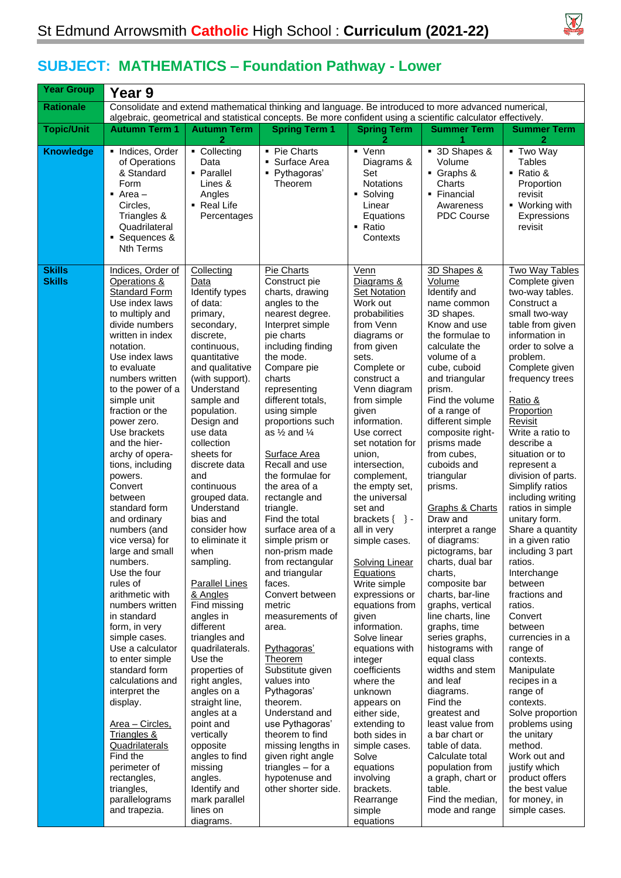# St Edmund Arrowsmith **Catholic** High School : **Curriculum (2021-22)**

## SUBJECT: MATHEMATICS – Foundation Pathway - Lower

| Year Group | Year 9 | | | | | |
|---|---|---|---|---|---|---|
| Rationale | Consolidate and extend mathematical thinking and language. Be introduced to more advanced numerical, algebraic, geometrical and statistical concepts. Be more confident using a scientific calculator effectively. | | | | | |
| Topic/Unit | Autumn Term 1 | Autumn Term 2 | Spring Term 1 | Spring Term 2 | Summer Term 1 | Summer Term 2 |
| Knowledge | ▪ Indices, Order of Operations & Standard Form<br>▪ Area – Circles, Triangles & Quadrilateral<br>▪ Sequences & Nth Terms | ▪ Collecting Data<br>▪ Parallel Lines & Angles<br>▪ Real Life Percentages | ▪ Pie Charts<br>▪ Surface Area<br>▪ Pythagoras' Theorem | ▪ Venn Diagrams & Set Notations<br>▪ Solving Linear Equations<br>▪ Ratio Contexts | ▪ 3D Shapes & Volume<br>▪ Graphs & Charts<br>▪ Financial Awareness PDC Course | ▪ Two Way Tables<br>▪ Ratio & Proportion revisit<br>▪ Working with Expressions revisit |
| Skills | Indices, Order of Operations & Standard Form<br>Use index laws to multiply and divide numbers written in index notation.<br>Use index laws to evaluate numbers written to the power of a simple unit fraction or the power zero.<br>Use brackets and the hier-archy of opera-tions, including powers.<br>Convert between standard form and ordinary numbers (and vice versa) for large and small numbers.<br>Use the four rules of arithmetic with numbers written in standard form, in very simple cases.<br>Use a calculator to enter simple standard form calculations and interpret the display.<br><br>Area – Circles, Triangles & Quadrilaterals<br>Find the perimeter of rectangles, triangles, parallelograms and trapezia. | Collecting Data<br>Identify types of data: primary, secondary, discrete, continuous, quantitative and qualitative (with support).<br>Understand sample and population.<br>Design and use data collection sheets for discrete data and continuous grouped data.<br>Understand bias and consider how to eliminate it when sampling.<br><br>Parallel Lines & Angles<br>Find missing angles in different triangles and quadrilaterals.<br>Use the properties of right angles, angles on a straight line, angles at a point and vertically opposite angles to find missing angles.<br>Identify and mark parallel lines on diagrams. | Pie Charts<br>Construct pie charts, drawing angles to the nearest degree.<br>Interpret simple pie charts including finding the mode.<br>Compare pie charts representing different totals, using simple proportions such as ½ and ¼<br><br>Surface Area<br>Recall and use the formulae for the area of a rectangle and triangle.<br>Find the total surface area of a simple prism or non-prism made from rectangular and triangular faces.<br>Convert between metric measurements of area.<br><br>Pythagoras' Theorem<br>Substitute given values into Pythagoras' theorem.<br>Understand and use Pythagoras' theorem to find missing lengths in given right angle triangles – for a hypotenuse and other shorter side. | Venn Diagrams & Set Notation<br>Work out probabilities from Venn diagrams or from given sets.<br>Complete or construct a Venn diagram from simple given information.<br>Use correct set notation for union, intersection, complement, the empty set, the universal set and set brackets { } - all in very simple cases.<br><br>Solving Linear Equations<br>Write simple expressions or equations from given information.<br>Solve linear equations with integer coefficients where the unknown appears on either side, extending to both sides in simple cases.<br>Solve equations involving brackets.<br>Rearrange simple equations | 3D Shapes & Volume<br>Identify and name common 3D shapes.<br>Know and use the formulae to calculate the volume of a cube, cuboid and triangular prism.<br>Find the volume of a range of different simple composite right-prisms made from cubes, cuboids and triangular prisms.<br><br>Graphs & Charts<br>Draw and interpret a range of diagrams: pictograms, bar charts, dual bar charts, composite bar charts, bar-line graphs, vertical line charts, line graphs, time series graphs, histograms with equal class widths and stem and leaf diagrams.<br>Find the greatest and least value from a bar chart or table of data.<br>Calculate total population from a graph, chart or table.<br>Find the median, mode and range | Two Way Tables<br>Complete given two-way tables.<br>Construct a small two-way table from given information in order to solve a problem.<br>Complete given frequency trees<br>.<br>Ratio & Proportion Revisit<br>Write a ratio to describe a situation or to represent a division of parts.<br>Simplify ratios including writing ratios in simple unitary form.<br>Share a quantity in a given ratio including 3 part ratios.<br>Interchange between fractions and ratios.<br>Convert between currencies in a range of contexts.<br>Manipulate recipes in a range of contexts.<br>Solve proportion problems using the unitary method.<br>Work out and justify which product offers the best value for money, in simple cases. |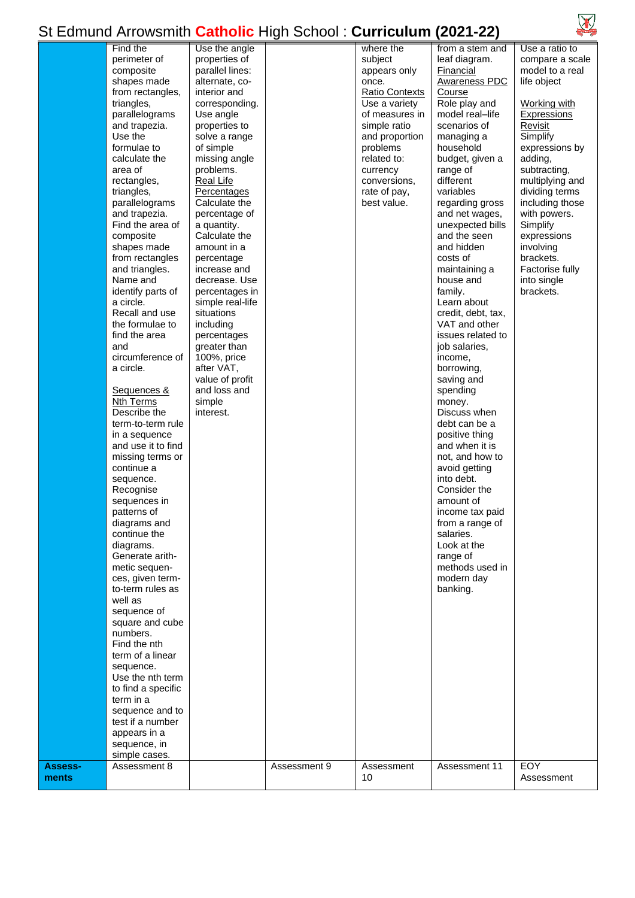# St Edmund Arrowsmith Catholic High School : Curriculum (2021-22)

| | | | | | | |
|---|---|---|---|---|---|---|
| | Find the perimeter of composite shapes made from rectangles, triangles, parallelograms and trapezia. Use the formulae to calculate the area of rectangles, triangles, parallelograms and trapezia. Find the area of composite shapes made from rectangles and triangles. Name and identify parts of a circle. Recall and use the formulae to find the area and circumference of a circle.<br><br>Sequences & Nth Terms<br>Describe the term-to-term rule in a sequence and use it to find missing terms or continue a sequence. Recognise sequences in patterns of diagrams and continue the diagrams. Generate arithmetic sequences, given term-to-term rules as well as sequence of square and cube numbers. Find the nth term of a linear sequence. Use the nth term to find a specific term in a sequence and to test if a number appears in a sequence, in simple cases. | Use the angle properties of parallel lines: alternate, co-interior and corresponding. Use angle properties to solve a range of simple missing angle problems.<br>Real Life Percentages<br>Calculate the percentage of a quantity. Calculate the amount in a percentage increase and decrease. Use percentages in simple real-life situations including percentages greater than 100%, price after VAT, value of profit and loss and simple interest. | | where the subject appears only once.<br>Ratio Contexts<br>Use a variety of measures in simple ratio and proportion problems related to: currency conversions, rate of pay, best value. | from a stem and leaf diagram.<br>Financial Awareness PDC Course<br>Role play and model real–life scenarios of managing a household budget, given a range of different variables regarding gross and net wages, unexpected bills and the seen and hidden costs of maintaining a house and family. Learn about credit, debt, tax, VAT and other issues related to job salaries, income, borrowing, saving and spending money. Discuss when debt can be a positive thing and when it is not, and how to avoid getting into debt. Consider the amount of income tax paid from a range of salaries. Look at the range of methods used in modern day banking. | Use a ratio to compare a scale model to a real life object<br><br>Working with Expressions Revisit<br>Simplify expressions by adding, subtracting, multiplying and dividing terms including those with powers. Simplify expressions involving brackets. Factorise fully into single brackets. |
| **Assess-ments** | Assessment 8 | | Assessment 9 | Assessment 10 | Assessment 11 | EOY Assessment |